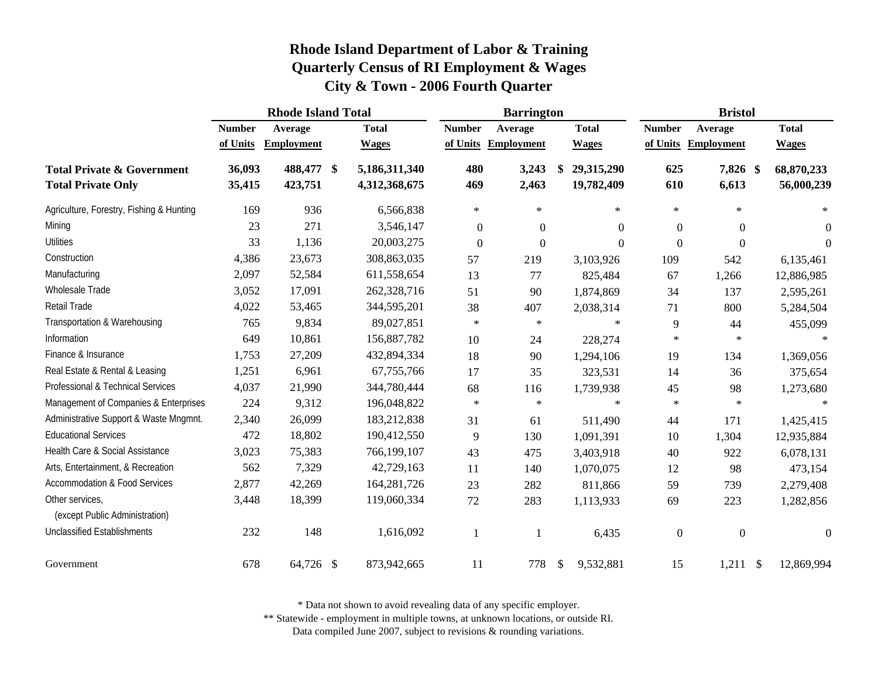# Rhode Island Department of Labor & Training
## Quarterly Census of RI Employment & Wages
## City & Town - 2006 Fourth Quarter

| | Rhode Island Total | | | Barrington | | | Bristol | | |
|---|---|---|---|---|---|---|---|---|---|
| | Number of Units | Average Employment | Total Wages | Number of Units | Average Employment | Total Wages | Number of Units | Average Employment | Total Wages |
| **Total Private & Government** | **36,093** | **488,477** | **$ 5,186,311,340** | **480** | **3,243** | **$ 29,315,290** | **625** | **7,826** | **$ 68,870,233** |
| **Total Private Only** | **35,415** | **423,751** | **4,312,368,675** | **469** | **2,463** | **19,782,409** | **610** | **6,613** | **56,000,239** |
| Agriculture, Forestry, Fishing & Hunting | 169 | 936 | 6,566,838 | * | * | * | * | * | * |
| Mining | 23 | 271 | 3,546,147 | 0 | 0 | 0 | 0 | 0 | 0 |
| Utilities | 33 | 1,136 | 20,003,275 | 0 | 0 | 0 | 0 | 0 | 0 |
| Construction | 4,386 | 23,673 | 308,863,035 | 57 | 219 | 3,103,926 | 109 | 542 | 6,135,461 |
| Manufacturing | 2,097 | 52,584 | 611,558,654 | 13 | 77 | 825,484 | 67 | 1,266 | 12,886,985 |
| Wholesale Trade | 3,052 | 17,091 | 262,328,716 | 51 | 90 | 1,874,869 | 34 | 137 | 2,595,261 |
| Retail Trade | 4,022 | 53,465 | 344,595,201 | 38 | 407 | 2,038,314 | 71 | 800 | 5,284,504 |
| Transportation & Warehousing | 765 | 9,834 | 89,027,851 | * | * | * | 9 | 44 | 455,099 |
| Information | 649 | 10,861 | 156,887,782 | 10 | 24 | 228,274 | * | * | * |
| Finance & Insurance | 1,753 | 27,209 | 432,894,334 | 18 | 90 | 1,294,106 | 19 | 134 | 1,369,056 |
| Real Estate & Rental & Leasing | 1,251 | 6,961 | 67,755,766 | 17 | 35 | 323,531 | 14 | 36 | 375,654 |
| Professional & Technical Services | 4,037 | 21,990 | 344,780,444 | 68 | 116 | 1,739,938 | 45 | 98 | 1,273,680 |
| Management of Companies & Enterprises | 224 | 9,312 | 196,048,822 | * | * | * | * | * | * |
| Administrative Support & Waste Mngmnt. | 2,340 | 26,099 | 183,212,838 | 31 | 61 | 511,490 | 44 | 171 | 1,425,415 |
| Educational Services | 472 | 18,802 | 190,412,550 | 9 | 130 | 1,091,391 | 10 | 1,304 | 12,935,884 |
| Health Care & Social Assistance | 3,023 | 75,383 | 766,199,107 | 43 | 475 | 3,403,918 | 40 | 922 | 6,078,131 |
| Arts, Entertainment, & Recreation | 562 | 7,329 | 42,729,163 | 11 | 140 | 1,070,075 | 12 | 98 | 473,154 |
| Accommodation & Food Services | 2,877 | 42,269 | 164,281,726 | 23 | 282 | 811,866 | 59 | 739 | 2,279,408 |
| Other services, (except Public Administration) | 3,448 | 18,399 | 119,060,334 | 72 | 283 | 1,113,933 | 69 | 223 | 1,282,856 |
| Unclassified Establishments | 232 | 148 | 1,616,092 | 1 | 1 | 6,435 | 0 | 0 | 0 |
| Government | 678 | 64,726 | $ 873,942,665 | 11 | 778 | $ 9,532,881 | 15 | 1,211 | $ 12,869,994 |

\* Data not shown to avoid revealing data of any specific employer.

\*\* Statewide - employment in multiple towns, at unknown locations, or outside RI.

Data compiled June 2007, subject to revisions & rounding variations.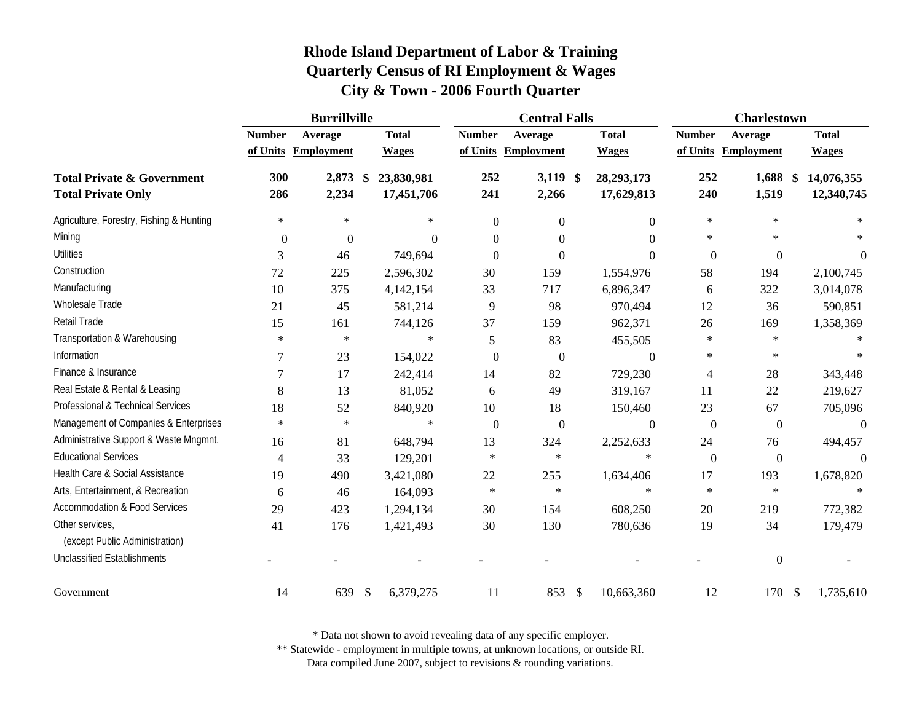# Rhode Island Department of Labor & Training
## Quarterly Census of RI Employment & Wages
### City & Town - 2006 Fourth Quarter

| | Burrillville | | | Central Falls | | | Charlestown | | |
|---|---|---|---|---|---|---|---|---|---|
| | Number of Units | Average Employment | Total Wages | Number of Units | Average Employment | Total Wages | Number of Units | Average Employment | Total Wages |
| **Total Private & Government** | **300** | **2,873** | **$ 23,830,981** | **252** | **3,119** | **$ 28,293,173** | **252** | **1,688** | **$ 14,076,355** |
| **Total Private Only** | **286** | **2,234** | **17,451,706** | **241** | **2,266** | **17,629,813** | **240** | **1,519** | **12,340,745** |
| Agriculture, Forestry, Fishing & Hunting | * | * | * | 0 | 0 | 0 | * | * | * |
| Mining | 0 | 0 | 0 | 0 | 0 | 0 | * | * | * |
| Utilities | 3 | 46 | 749,694 | 0 | 0 | 0 | 0 | 0 | 0 |
| Construction | 72 | 225 | 2,596,302 | 30 | 159 | 1,554,976 | 58 | 194 | 2,100,745 |
| Manufacturing | 10 | 375 | 4,142,154 | 33 | 717 | 6,896,347 | 6 | 322 | 3,014,078 |
| Wholesale Trade | 21 | 45 | 581,214 | 9 | 98 | 970,494 | 12 | 36 | 590,851 |
| Retail Trade | 15 | 161 | 744,126 | 37 | 159 | 962,371 | 26 | 169 | 1,358,369 |
| Transportation & Warehousing | * | * | * | 5 | 83 | 455,505 | * | * | * |
| Information | 7 | 23 | 154,022 | 0 | 0 | 0 | * | * | * |
| Finance & Insurance | 7 | 17 | 242,414 | 14 | 82 | 729,230 | 4 | 28 | 343,448 |
| Real Estate & Rental & Leasing | 8 | 13 | 81,052 | 6 | 49 | 319,167 | 11 | 22 | 219,627 |
| Professional & Technical Services | 18 | 52 | 840,920 | 10 | 18 | 150,460 | 23 | 67 | 705,096 |
| Management of Companies & Enterprises | * | * | * | 0 | 0 | 0 | 0 | 0 | 0 |
| Administrative Support & Waste Mngmnt. | 16 | 81 | 648,794 | 13 | 324 | 2,252,633 | 24 | 76 | 494,457 |
| Educational Services | 4 | 33 | 129,201 | * | * | * | 0 | 0 | 0 |
| Health Care & Social Assistance | 19 | 490 | 3,421,080 | 22 | 255 | 1,634,406 | 17 | 193 | 1,678,820 |
| Arts, Entertainment, & Recreation | 6 | 46 | 164,093 | * | * | * | * | * | * |
| Accommodation & Food Services | 29 | 423 | 1,294,134 | 30 | 154 | 608,250 | 20 | 219 | 772,382 |
| Other services, (except Public Administration) | 41 | 176 | 1,421,493 | 30 | 130 | 780,636 | 19 | 34 | 179,479 |
| Unclassified Establishments | - | - | - | - | - | - | - | 0 | - |
| Government | 14 | 639 | $ 6,379,275 | 11 | 853 | $ 10,663,360 | 12 | 170 | $ 1,735,610 |

\* Data not shown to avoid revealing data of any specific employer.
\*\* Statewide - employment in multiple towns, at unknown locations, or outside RI.
Data compiled June 2007, subject to revisions & rounding variations.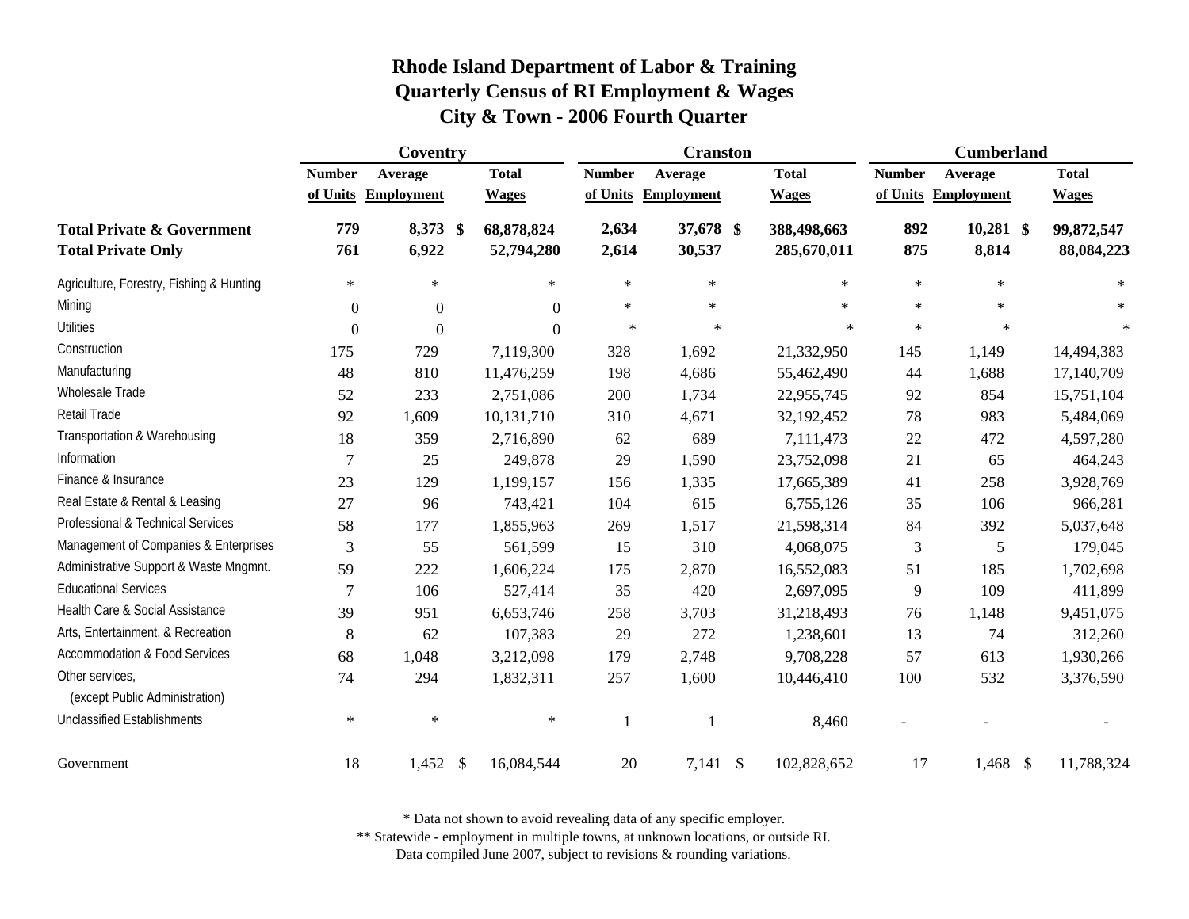# Rhode Island Department of Labor & Training
## Quarterly Census of RI Employment & Wages
## City & Town - 2006 Fourth Quarter

| | Coventry | | | Cranston | | | Cumberland | | |
|---|---|---|---|---|---|---|---|---|---|
| | Number of Units | Average Employment | Total Wages | Number of Units | Average Employment | Total Wages | Number of Units | Average Employment | Total Wages |
| **Total Private & Government** | **779** | **8,373** | **$ 68,878,824** | **2,634** | **37,678** | **$ 388,498,663** | **892** | **10,281** | **$ 99,872,547** |
| **Total Private Only** | **761** | **6,922** | **52,794,280** | **2,614** | **30,537** | **285,670,011** | **875** | **8,814** | **88,084,223** |
| Agriculture, Forestry, Fishing & Hunting | * | * | * | * | * | * | * | * | * |
| Mining | 0 | 0 | 0 | * | * | * | * | * | * |
| Utilities | 0 | 0 | 0 | * | * | * | * | * | * |
| Construction | 175 | 729 | 7,119,300 | 328 | 1,692 | 21,332,950 | 145 | 1,149 | 14,494,383 |
| Manufacturing | 48 | 810 | 11,476,259 | 198 | 4,686 | 55,462,490 | 44 | 1,688 | 17,140,709 |
| Wholesale Trade | 52 | 233 | 2,751,086 | 200 | 1,734 | 22,955,745 | 92 | 854 | 15,751,104 |
| Retail Trade | 92 | 1,609 | 10,131,710 | 310 | 4,671 | 32,192,452 | 78 | 983 | 5,484,069 |
| Transportation & Warehousing | 18 | 359 | 2,716,890 | 62 | 689 | 7,111,473 | 22 | 472 | 4,597,280 |
| Information | 7 | 25 | 249,878 | 29 | 1,590 | 23,752,098 | 21 | 65 | 464,243 |
| Finance & Insurance | 23 | 129 | 1,199,157 | 156 | 1,335 | 17,665,389 | 41 | 258 | 3,928,769 |
| Real Estate & Rental & Leasing | 27 | 96 | 743,421 | 104 | 615 | 6,755,126 | 35 | 106 | 966,281 |
| Professional & Technical Services | 58 | 177 | 1,855,963 | 269 | 1,517 | 21,598,314 | 84 | 392 | 5,037,648 |
| Management of Companies & Enterprises | 3 | 55 | 561,599 | 15 | 310 | 4,068,075 | 3 | 5 | 179,045 |
| Administrative Support & Waste Mngmnt. | 59 | 222 | 1,606,224 | 175 | 2,870 | 16,552,083 | 51 | 185 | 1,702,698 |
| Educational Services | 7 | 106 | 527,414 | 35 | 420 | 2,697,095 | 9 | 109 | 411,899 |
| Health Care & Social Assistance | 39 | 951 | 6,653,746 | 258 | 3,703 | 31,218,493 | 76 | 1,148 | 9,451,075 |
| Arts, Entertainment, & Recreation | 8 | 62 | 107,383 | 29 | 272 | 1,238,601 | 13 | 74 | 312,260 |
| Accommodation & Food Services | 68 | 1,048 | 3,212,098 | 179 | 2,748 | 9,708,228 | 57 | 613 | 1,930,266 |
| Other services, (except Public Administration) | 74 | 294 | 1,832,311 | 257 | 1,600 | 10,446,410 | 100 | 532 | 3,376,590 |
| Unclassified Establishments | * | * | * | 1 | 1 | 8,460 | - | - | - |
| Government | 18 | 1,452 | $ 16,084,544 | 20 | 7,141 | $ 102,828,652 | 17 | 1,468 | $ 11,788,324 |

\* Data not shown to avoid revealing data of any specific employer.
\** Statewide - employment in multiple towns, at unknown locations, or outside RI.
Data compiled June 2007, subject to revisions & rounding variations.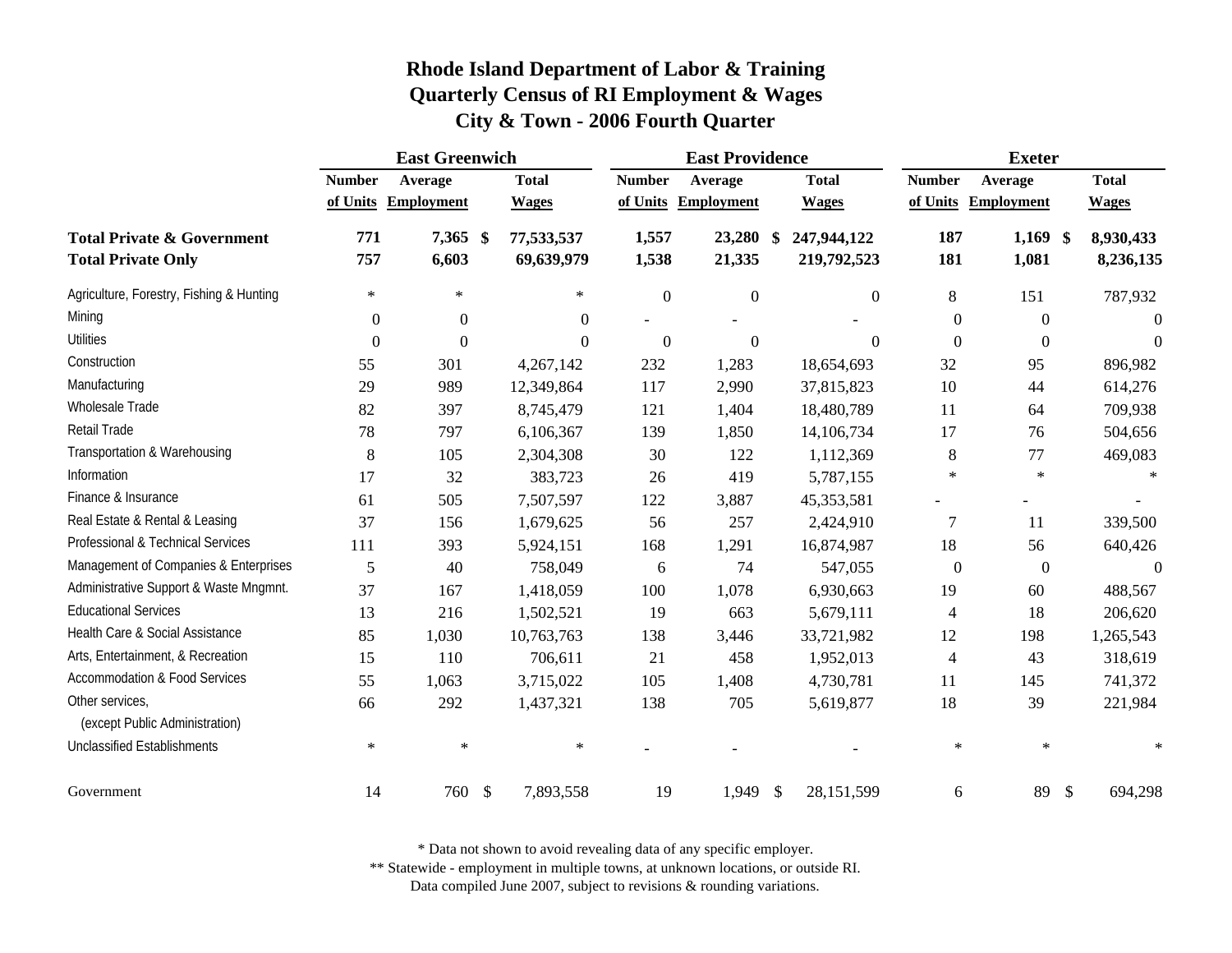# Rhode Island Department of Labor & Training
## Quarterly Census of RI Employment & Wages
## City & Town - 2006 Fourth Quarter

| | East Greenwich | | | East Providence | | | Exeter | | |
|---|---|---|---|---|---|---|---|---|---|
| | Number of Units | Average Employment | Total Wages | Number of Units | Average Employment | Total Wages | Number of Units | Average Employment | Total Wages |
| **Total Private & Government** | **771** | **7,365** | **$ 77,533,537** | **1,557** | **23,280** | **$ 247,944,122** | **187** | **1,169** | **$ 8,930,433** |
| **Total Private Only** | **757** | **6,603** | **69,639,979** | **1,538** | **21,335** | **219,792,523** | **181** | **1,081** | **8,236,135** |
| Agriculture, Forestry, Fishing & Hunting | * | * | * | 0 | 0 | 0 | 8 | 151 | 787,932 |
| Mining | 0 | 0 | 0 | - | - | - | 0 | 0 | 0 |
| Utilities | 0 | 0 | 0 | 0 | 0 | 0 | 0 | 0 | 0 |
| Construction | 55 | 301 | 4,267,142 | 232 | 1,283 | 18,654,693 | 32 | 95 | 896,982 |
| Manufacturing | 29 | 989 | 12,349,864 | 117 | 2,990 | 37,815,823 | 10 | 44 | 614,276 |
| Wholesale Trade | 82 | 397 | 8,745,479 | 121 | 1,404 | 18,480,789 | 11 | 64 | 709,938 |
| Retail Trade | 78 | 797 | 6,106,367 | 139 | 1,850 | 14,106,734 | 17 | 76 | 504,656 |
| Transportation & Warehousing | 8 | 105 | 2,304,308 | 30 | 122 | 1,112,369 | 8 | 77 | 469,083 |
| Information | 17 | 32 | 383,723 | 26 | 419 | 5,787,155 | * | * | * |
| Finance & Insurance | 61 | 505 | 7,507,597 | 122 | 3,887 | 45,353,581 | - | - | - |
| Real Estate & Rental & Leasing | 37 | 156 | 1,679,625 | 56 | 257 | 2,424,910 | 7 | 11 | 339,500 |
| Professional & Technical Services | 111 | 393 | 5,924,151 | 168 | 1,291 | 16,874,987 | 18 | 56 | 640,426 |
| Management of Companies & Enterprises | 5 | 40 | 758,049 | 6 | 74 | 547,055 | 0 | 0 | 0 |
| Administrative Support & Waste Mngmnt. | 37 | 167 | 1,418,059 | 100 | 1,078 | 6,930,663 | 19 | 60 | 488,567 |
| Educational Services | 13 | 216 | 1,502,521 | 19 | 663 | 5,679,111 | 4 | 18 | 206,620 |
| Health Care & Social Assistance | 85 | 1,030 | 10,763,763 | 138 | 3,446 | 33,721,982 | 12 | 198 | 1,265,543 |
| Arts, Entertainment, & Recreation | 15 | 110 | 706,611 | 21 | 458 | 1,952,013 | 4 | 43 | 318,619 |
| Accommodation & Food Services | 55 | 1,063 | 3,715,022 | 105 | 1,408 | 4,730,781 | 11 | 145 | 741,372 |
| Other services, (except Public Administration) | 66 | 292 | 1,437,321 | 138 | 705 | 5,619,877 | 18 | 39 | 221,984 |
| Unclassified Establishments | * | * | * | - | - | - | * | * | * |
| Government | 14 | 760 | $ 7,893,558 | 19 | 1,949 | $ 28,151,599 | 6 | 89 | $ 694,298 |

\* Data not shown to avoid revealing data of any specific employer.

\*\* Statewide - employment in multiple towns, at unknown locations, or outside RI.

Data compiled June 2007, subject to revisions & rounding variations.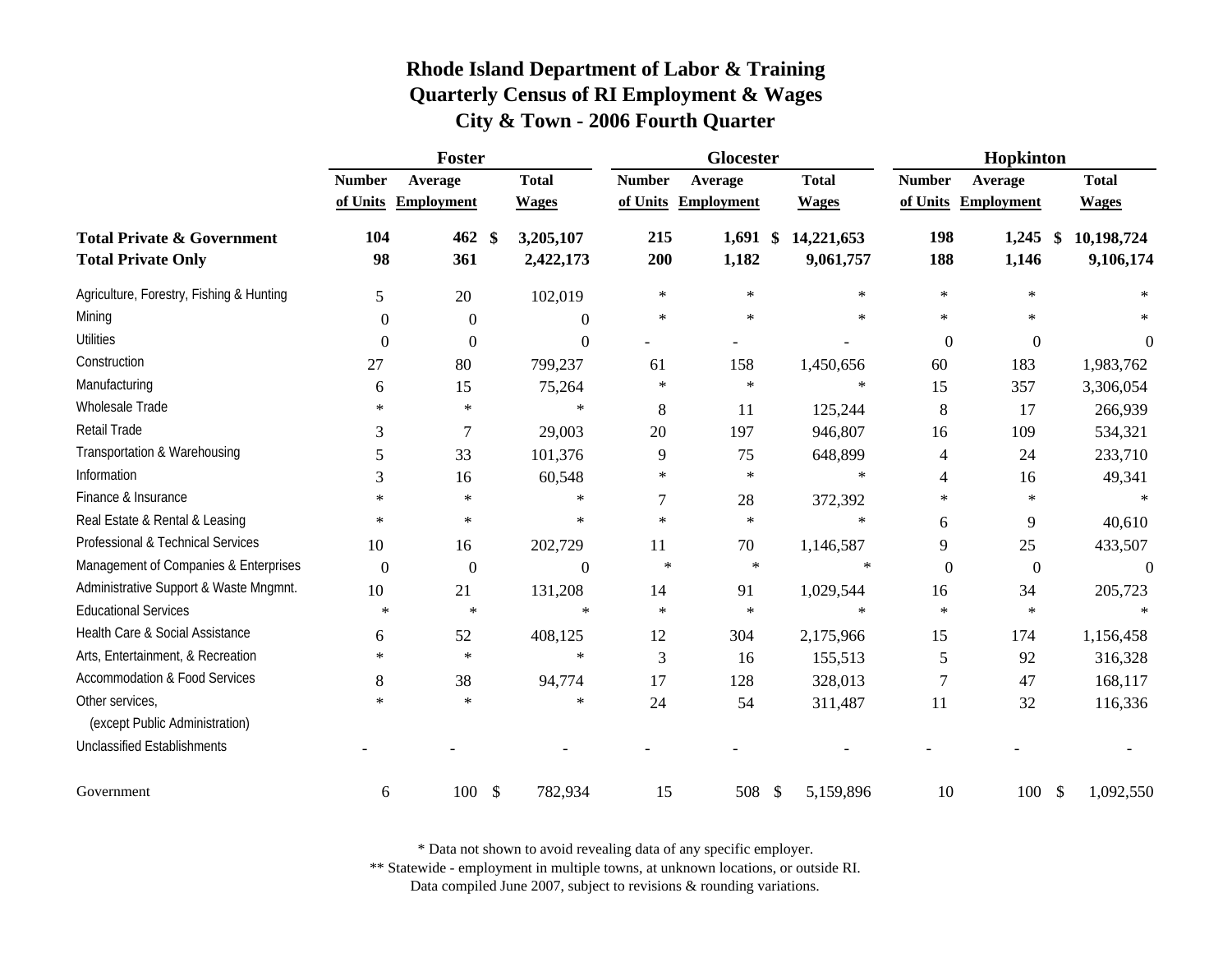# Rhode Island Department of Labor & Training
## Quarterly Census of RI Employment & Wages
### City & Town - 2006 Fourth Quarter

| | Foster | | | Glocester | | | Hopkinton | | |
|---|---|---|---|---|---|---|---|---|---|
| | Number of Units | Average Employment | Total Wages | Number of Units | Average Employment | Total Wages | Number of Units | Average Employment | Total Wages |
| **Total Private & Government** | **104** | **462** | **$ 3,205,107** | **215** | **1,691** | **$ 14,221,653** | **198** | **1,245** | **$ 10,198,724** |
| **Total Private Only** | **98** | **361** | **2,422,173** | **200** | **1,182** | **9,061,757** | **188** | **1,146** | **9,106,174** |
| Agriculture, Forestry, Fishing & Hunting | 5 | 20 | 102,019 | * | * | * | * | * | * |
| Mining | 0 | 0 | 0 | * | * | * | * | * | * |
| Utilities | 0 | 0 | 0 | - | - | - | 0 | 0 | 0 |
| Construction | 27 | 80 | 799,237 | 61 | 158 | 1,450,656 | 60 | 183 | 1,983,762 |
| Manufacturing | 6 | 15 | 75,264 | * | * | * | 15 | 357 | 3,306,054 |
| Wholesale Trade | * | * | * | 8 | 11 | 125,244 | 8 | 17 | 266,939 |
| Retail Trade | 3 | 7 | 29,003 | 20 | 197 | 946,807 | 16 | 109 | 534,321 |
| Transportation & Warehousing | 5 | 33 | 101,376 | 9 | 75 | 648,899 | 4 | 24 | 233,710 |
| Information | 3 | 16 | 60,548 | * | * | * | 4 | 16 | 49,341 |
| Finance & Insurance | * | * | * | 7 | 28 | 372,392 | * | * | * |
| Real Estate & Rental & Leasing | * | * | * | * | * | * | 6 | 9 | 40,610 |
| Professional & Technical Services | 10 | 16 | 202,729 | 11 | 70 | 1,146,587 | 9 | 25 | 433,507 |
| Management of Companies & Enterprises | 0 | 0 | 0 | * | * | * | 0 | 0 | 0 |
| Administrative Support & Waste Mngmnt. | 10 | 21 | 131,208 | 14 | 91 | 1,029,544 | 16 | 34 | 205,723 |
| Educational Services | * | * | * | * | * | * | * | * | * |
| Health Care & Social Assistance | 6 | 52 | 408,125 | 12 | 304 | 2,175,966 | 15 | 174 | 1,156,458 |
| Arts, Entertainment, & Recreation | * | * | * | 3 | 16 | 155,513 | 5 | 92 | 316,328 |
| Accommodation & Food Services | 8 | 38 | 94,774 | 17 | 128 | 328,013 | 7 | 47 | 168,117 |
| Other services, (except Public Administration) | * | * | * | 24 | 54 | 311,487 | 11 | 32 | 116,336 |
| Unclassified Establishments | - | - | - | - | - | - | - | - | - |
| Government | 6 | 100 | $ 782,934 | 15 | 508 | $ 5,159,896 | 10 | 100 | $ 1,092,550 |

\* Data not shown to avoid revealing data of any specific employer.
\*\* Statewide - employment in multiple towns, at unknown locations, or outside RI.
Data compiled June 2007, subject to revisions & rounding variations.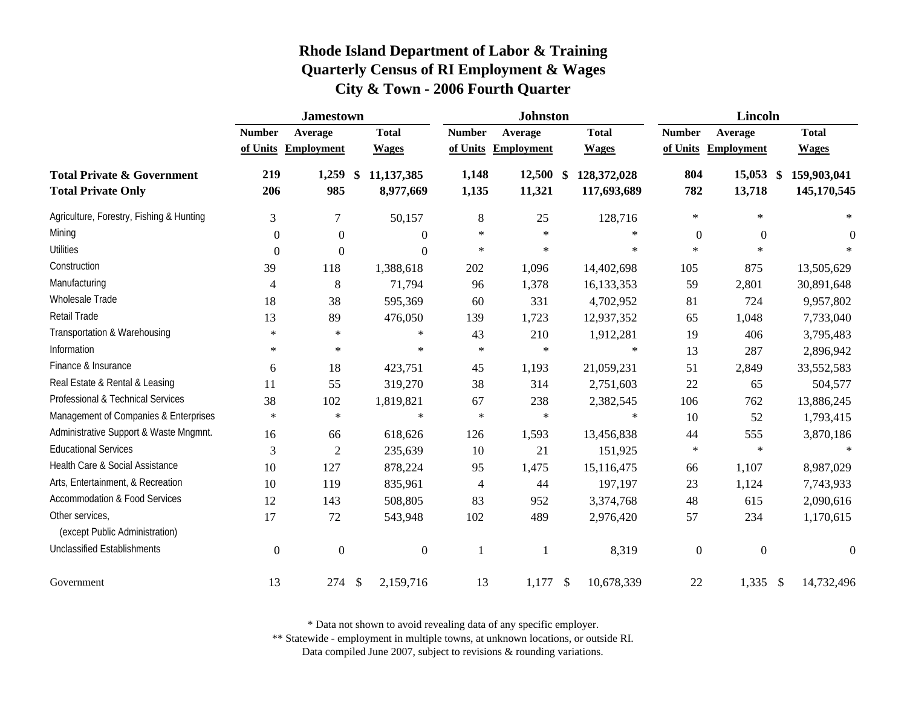# Rhode Island Department of Labor & Training
## Quarterly Census of RI Employment & Wages
## City & Town - 2006 Fourth Quarter

| | Jamestown | | | Johnston | | | Lincoln | | |
|---|---|---|---|---|---|---|---|---|---|
| | Number of Units | Average Employment | Total Wages | Number of Units | Average Employment | Total Wages | Number of Units | Average Employment | Total Wages |
| **Total Private & Government** | **219** | **1,259** | **$ 11,137,385** | **1,148** | **12,500** | **$ 128,372,028** | **804** | **15,053** | **$ 159,903,041** |
| **Total Private Only** | **206** | **985** | **8,977,669** | **1,135** | **11,321** | **117,693,689** | **782** | **13,718** | **145,170,545** |
| Agriculture, Forestry, Fishing & Hunting | 3 | 7 | 50,157 | 8 | 25 | 128,716 | * | * | * |
| Mining | 0 | 0 | 0 | * | * | * | 0 | 0 | 0 |
| Utilities | 0 | 0 | 0 | * | * | * | * | * | * |
| Construction | 39 | 118 | 1,388,618 | 202 | 1,096 | 14,402,698 | 105 | 875 | 13,505,629 |
| Manufacturing | 4 | 8 | 71,794 | 96 | 1,378 | 16,133,353 | 59 | 2,801 | 30,891,648 |
| Wholesale Trade | 18 | 38 | 595,369 | 60 | 331 | 4,702,952 | 81 | 724 | 9,957,802 |
| Retail Trade | 13 | 89 | 476,050 | 139 | 1,723 | 12,937,352 | 65 | 1,048 | 7,733,040 |
| Transportation & Warehousing | * | * | * | 43 | 210 | 1,912,281 | 19 | 406 | 3,795,483 |
| Information | * | * | * | * | * | * | 13 | 287 | 2,896,942 |
| Finance & Insurance | 6 | 18 | 423,751 | 45 | 1,193 | 21,059,231 | 51 | 2,849 | 33,552,583 |
| Real Estate & Rental & Leasing | 11 | 55 | 319,270 | 38 | 314 | 2,751,603 | 22 | 65 | 504,577 |
| Professional & Technical Services | 38 | 102 | 1,819,821 | 67 | 238 | 2,382,545 | 106 | 762 | 13,886,245 |
| Management of Companies & Enterprises | * | * | * | * | * | * | 10 | 52 | 1,793,415 |
| Administrative Support & Waste Mngmnt. | 16 | 66 | 618,626 | 126 | 1,593 | 13,456,838 | 44 | 555 | 3,870,186 |
| Educational Services | 3 | 2 | 235,639 | 10 | 21 | 151,925 | * | * | * |
| Health Care & Social Assistance | 10 | 127 | 878,224 | 95 | 1,475 | 15,116,475 | 66 | 1,107 | 8,987,029 |
| Arts, Entertainment, & Recreation | 10 | 119 | 835,961 | 4 | 44 | 197,197 | 23 | 1,124 | 7,743,933 |
| Accommodation & Food Services | 12 | 143 | 508,805 | 83 | 952 | 3,374,768 | 48 | 615 | 2,090,616 |
| Other services, (except Public Administration) | 17 | 72 | 543,948 | 102 | 489 | 2,976,420 | 57 | 234 | 1,170,615 |
| Unclassified Establishments | 0 | 0 | 0 | 1 | 1 | 8,319 | 0 | 0 | 0 |
| Government | 13 | 274 | $ 2,159,716 | 13 | 1,177 | $ 10,678,339 | 22 | 1,335 | $ 14,732,496 |

\* Data not shown to avoid revealing data of any specific employer.
** Statewide - employment in multiple towns, at unknown locations, or outside RI.
Data compiled June 2007, subject to revisions & rounding variations.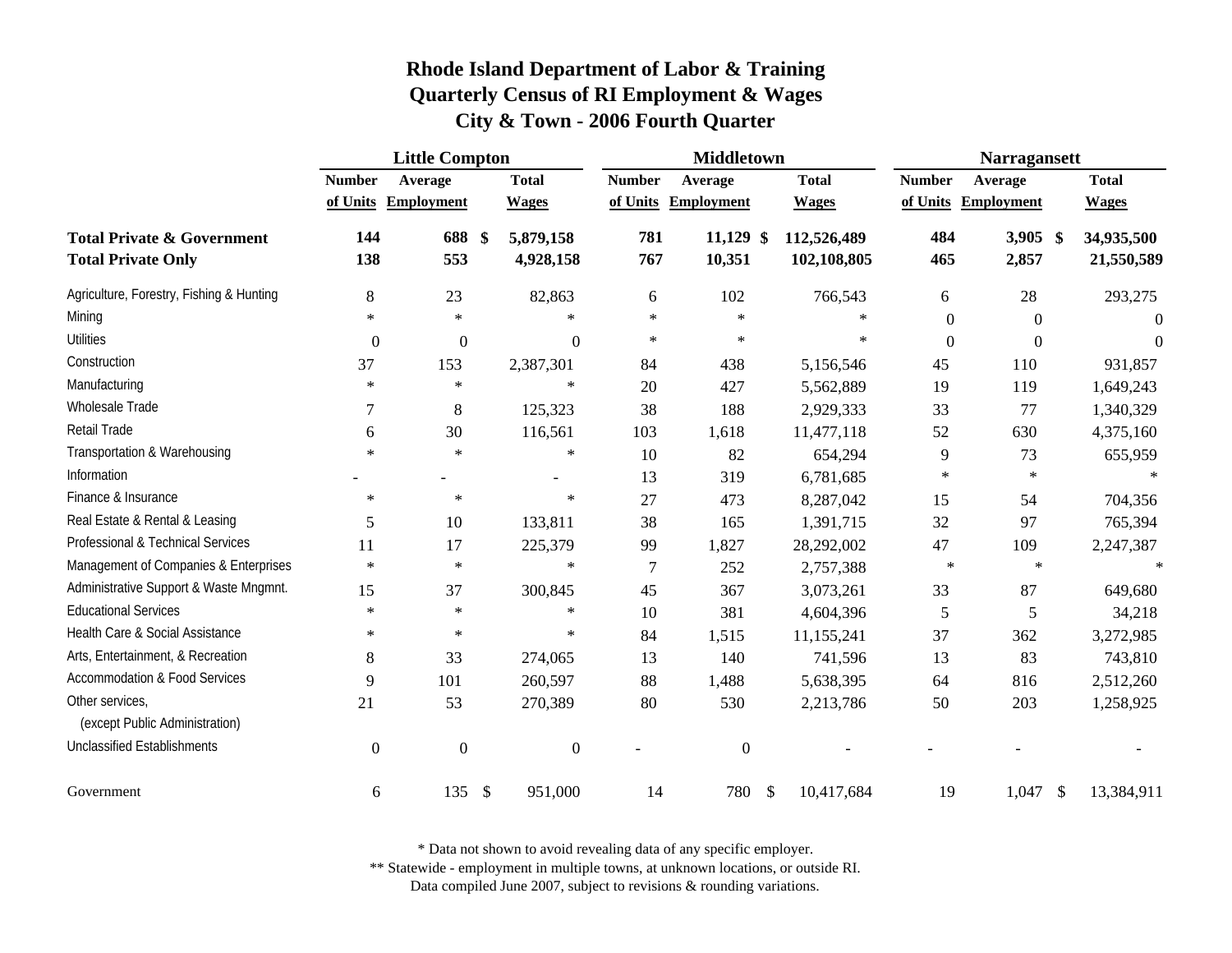# Rhode Island Department of Labor & Training
## Quarterly Census of RI Employment & Wages
### City & Town - 2006 Fourth Quarter

| | Little Compton | | | Middletown | | | Narragansett | | |
|---|---|---|---|---|---|---|---|---|---|
| | Number of Units | Average Employment | Total Wages | Number of Units | Average Employment | Total Wages | Number of Units | Average Employment | Total Wages |
| **Total Private & Government** | **144** | **688** | **$ 5,879,158** | **781** | **11,129** | **$ 112,526,489** | **484** | **3,905** | **$ 34,935,500** |
| **Total Private Only** | **138** | **553** | **4,928,158** | **767** | **10,351** | **102,108,805** | **465** | **2,857** | **21,550,589** |
| Agriculture, Forestry, Fishing & Hunting | 8 | 23 | 82,863 | 6 | 102 | 766,543 | 6 | 28 | 293,275 |
| Mining | * | * | * | * | * | * | 0 | 0 | 0 |
| Utilities | 0 | 0 | 0 | * | * | * | 0 | 0 | 0 |
| Construction | 37 | 153 | 2,387,301 | 84 | 438 | 5,156,546 | 45 | 110 | 931,857 |
| Manufacturing | * | * | * | 20 | 427 | 5,562,889 | 19 | 119 | 1,649,243 |
| Wholesale Trade | 7 | 8 | 125,323 | 38 | 188 | 2,929,333 | 33 | 77 | 1,340,329 |
| Retail Trade | 6 | 30 | 116,561 | 103 | 1,618 | 11,477,118 | 52 | 630 | 4,375,160 |
| Transportation & Warehousing | * | * | * | 10 | 82 | 654,294 | 9 | 73 | 655,959 |
| Information | - | - | - | 13 | 319 | 6,781,685 | * | * | * |
| Finance & Insurance | * | * | * | 27 | 473 | 8,287,042 | 15 | 54 | 704,356 |
| Real Estate & Rental & Leasing | 5 | 10 | 133,811 | 38 | 165 | 1,391,715 | 32 | 97 | 765,394 |
| Professional & Technical Services | 11 | 17 | 225,379 | 99 | 1,827 | 28,292,002 | 47 | 109 | 2,247,387 |
| Management of Companies & Enterprises | * | * | * | 7 | 252 | 2,757,388 | * | * | * |
| Administrative Support & Waste Mngmnt. | 15 | 37 | 300,845 | 45 | 367 | 3,073,261 | 33 | 87 | 649,680 |
| Educational Services | * | * | * | 10 | 381 | 4,604,396 | 5 | 5 | 34,218 |
| Health Care & Social Assistance | * | * | * | 84 | 1,515 | 11,155,241 | 37 | 362 | 3,272,985 |
| Arts, Entertainment, & Recreation | 8 | 33 | 274,065 | 13 | 140 | 741,596 | 13 | 83 | 743,810 |
| Accommodation & Food Services | 9 | 101 | 260,597 | 88 | 1,488 | 5,638,395 | 64 | 816 | 2,512,260 |
| Other services, (except Public Administration) | 21 | 53 | 270,389 | 80 | 530 | 2,213,786 | 50 | 203 | 1,258,925 |
| Unclassified Establishments | 0 | 0 | 0 | - | 0 | - | - | - | - |
| Government | 6 | 135 | $ 951,000 | 14 | 780 | $ 10,417,684 | 19 | 1,047 | $ 13,384,911 |

\* Data not shown to avoid revealing data of any specific employer.
\*\* Statewide - employment in multiple towns, at unknown locations, or outside RI.
Data compiled June 2007, subject to revisions & rounding variations.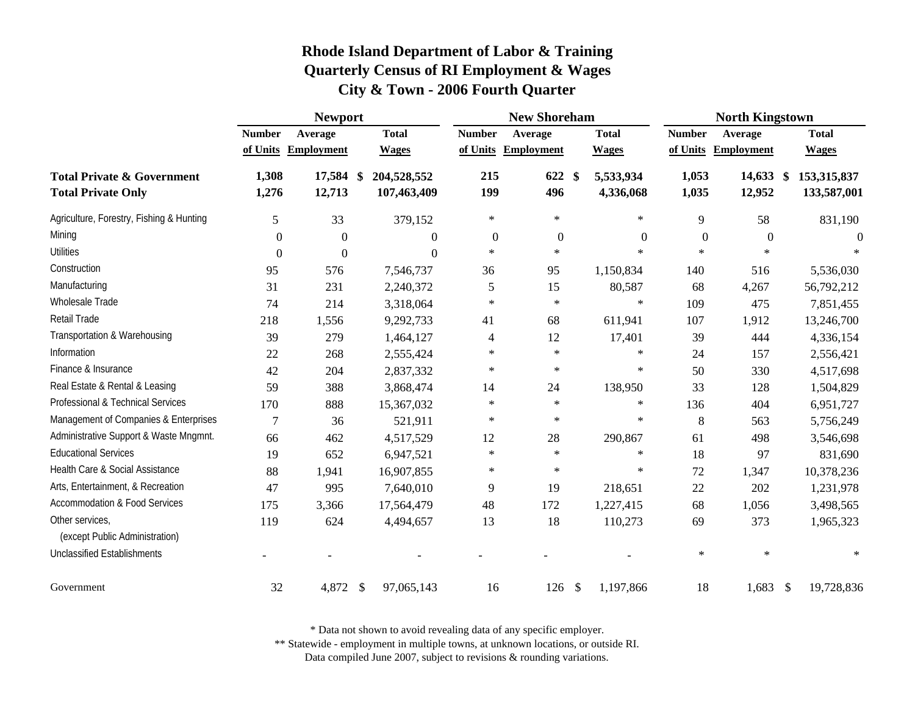# Rhode Island Department of Labor & Training
## Quarterly Census of RI Employment & Wages
## City & Town - 2006 Fourth Quarter

| | Newport | | | New Shoreham | | | North Kingstown | | |
|---|---|---|---|---|---|---|---|---|---|
| | Number of Units | Average Employment | Total Wages | Number of Units | Average Employment | Total Wages | Number of Units | Average Employment | Total Wages |
| **Total Private & Government** | **1,308** | **17,584** | **$ 204,528,552** | **215** | **622** | **$ 5,533,934** | **1,053** | **14,633** | **$ 153,315,837** |
| **Total Private Only** | **1,276** | **12,713** | **107,463,409** | **199** | **496** | **4,336,068** | **1,035** | **12,952** | **133,587,001** |
| Agriculture, Forestry, Fishing & Hunting | 5 | 33 | 379,152 | * | * | * | 9 | 58 | 831,190 |
| Mining | 0 | 0 | 0 | 0 | 0 | 0 | 0 | 0 | 0 |
| Utilities | 0 | 0 | 0 | * | * | * | * | * | * |
| Construction | 95 | 576 | 7,546,737 | 36 | 95 | 1,150,834 | 140 | 516 | 5,536,030 |
| Manufacturing | 31 | 231 | 2,240,372 | 5 | 15 | 80,587 | 68 | 4,267 | 56,792,212 |
| Wholesale Trade | 74 | 214 | 3,318,064 | * | * | * | 109 | 475 | 7,851,455 |
| Retail Trade | 218 | 1,556 | 9,292,733 | 41 | 68 | 611,941 | 107 | 1,912 | 13,246,700 |
| Transportation & Warehousing | 39 | 279 | 1,464,127 | 4 | 12 | 17,401 | 39 | 444 | 4,336,154 |
| Information | 22 | 268 | 2,555,424 | * | * | * | 24 | 157 | 2,556,421 |
| Finance & Insurance | 42 | 204 | 2,837,332 | * | * | * | 50 | 330 | 4,517,698 |
| Real Estate & Rental & Leasing | 59 | 388 | 3,868,474 | 14 | 24 | 138,950 | 33 | 128 | 1,504,829 |
| Professional & Technical Services | 170 | 888 | 15,367,032 | * | * | * | 136 | 404 | 6,951,727 |
| Management of Companies & Enterprises | 7 | 36 | 521,911 | * | * | * | 8 | 563 | 5,756,249 |
| Administrative Support & Waste Mngmnt. | 66 | 462 | 4,517,529 | 12 | 28 | 290,867 | 61 | 498 | 3,546,698 |
| Educational Services | 19 | 652 | 6,947,521 | * | * | * | 18 | 97 | 831,690 |
| Health Care & Social Assistance | 88 | 1,941 | 16,907,855 | * | * | * | 72 | 1,347 | 10,378,236 |
| Arts, Entertainment, & Recreation | 47 | 995 | 7,640,010 | 9 | 19 | 218,651 | 22 | 202 | 1,231,978 |
| Accommodation & Food Services | 175 | 3,366 | 17,564,479 | 48 | 172 | 1,227,415 | 68 | 1,056 | 3,498,565 |
| Other services, (except Public Administration) | 119 | 624 | 4,494,657 | 13 | 18 | 110,273 | 69 | 373 | 1,965,323 |
| Unclassified Establishments | - | - | - | - | - | - | * | * | * |
| Government | 32 | 4,872 | $ 97,065,143 | 16 | 126 | $ 1,197,866 | 18 | 1,683 | $ 19,728,836 |

\* Data not shown to avoid revealing data of any specific employer.

\** Statewide - employment in multiple towns, at unknown locations, or outside RI.

Data compiled June 2007, subject to revisions & rounding variations.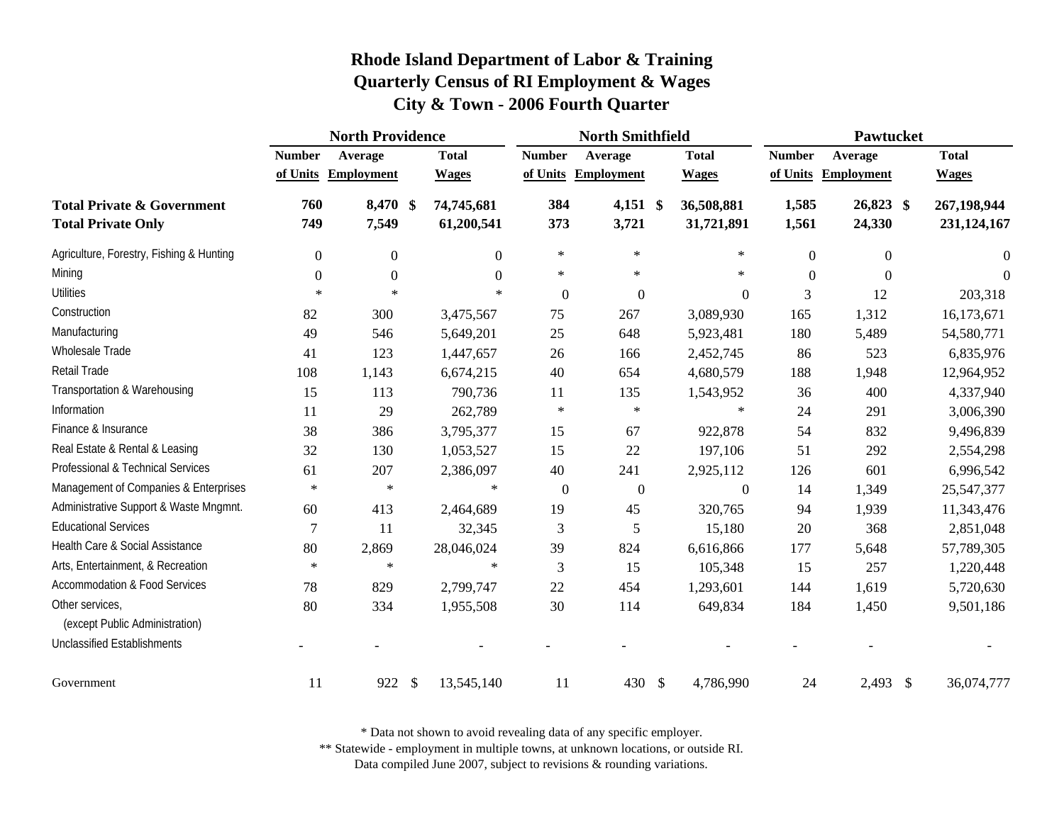# Rhode Island Department of Labor & Training
## Quarterly Census of RI Employment & Wages
## City & Town - 2006 Fourth Quarter

| | North Providence | | | North Smithfield | | | Pawtucket | | |
|---|---|---|---|---|---|---|---|---|---|
| | Number of Units | Average Employment | Total Wages | Number of Units | Average Employment | Total Wages | Number of Units | Average Employment | Total Wages |
| **Total Private & Government** | **760** | **8,470** | **$ 74,745,681** | **384** | **4,151** | **$ 36,508,881** | **1,585** | **26,823** | **$ 267,198,944** |
| **Total Private Only** | **749** | **7,549** | **61,200,541** | **373** | **3,721** | **31,721,891** | **1,561** | **24,330** | **231,124,167** |
| Agriculture, Forestry, Fishing & Hunting | 0 | 0 | 0 | * | * | * | 0 | 0 | 0 |
| Mining | 0 | 0 | 0 | * | * | * | 0 | 0 | 0 |
| Utilities | * | * | * | 0 | 0 | 0 | 3 | 12 | 203,318 |
| Construction | 82 | 300 | 3,475,567 | 75 | 267 | 3,089,930 | 165 | 1,312 | 16,173,671 |
| Manufacturing | 49 | 546 | 5,649,201 | 25 | 648 | 5,923,481 | 180 | 5,489 | 54,580,771 |
| Wholesale Trade | 41 | 123 | 1,447,657 | 26 | 166 | 2,452,745 | 86 | 523 | 6,835,976 |
| Retail Trade | 108 | 1,143 | 6,674,215 | 40 | 654 | 4,680,579 | 188 | 1,948 | 12,964,952 |
| Transportation & Warehousing | 15 | 113 | 790,736 | 11 | 135 | 1,543,952 | 36 | 400 | 4,337,940 |
| Information | 11 | 29 | 262,789 | * | * | * | 24 | 291 | 3,006,390 |
| Finance & Insurance | 38 | 386 | 3,795,377 | 15 | 67 | 922,878 | 54 | 832 | 9,496,839 |
| Real Estate & Rental & Leasing | 32 | 130 | 1,053,527 | 15 | 22 | 197,106 | 51 | 292 | 2,554,298 |
| Professional & Technical Services | 61 | 207 | 2,386,097 | 40 | 241 | 2,925,112 | 126 | 601 | 6,996,542 |
| Management of Companies & Enterprises | * | * | * | 0 | 0 | 0 | 14 | 1,349 | 25,547,377 |
| Administrative Support & Waste Mngmnt. | 60 | 413 | 2,464,689 | 19 | 45 | 320,765 | 94 | 1,939 | 11,343,476 |
| Educational Services | 7 | 11 | 32,345 | 3 | 5 | 15,180 | 20 | 368 | 2,851,048 |
| Health Care & Social Assistance | 80 | 2,869 | 28,046,024 | 39 | 824 | 6,616,866 | 177 | 5,648 | 57,789,305 |
| Arts, Entertainment, & Recreation | * | * | * | 3 | 15 | 105,348 | 15 | 257 | 1,220,448 |
| Accommodation & Food Services | 78 | 829 | 2,799,747 | 22 | 454 | 1,293,601 | 144 | 1,619 | 5,720,630 |
| Other services, (except Public Administration) | 80 | 334 | 1,955,508 | 30 | 114 | 649,834 | 184 | 1,450 | 9,501,186 |
| Unclassified Establishments | - | - | - | - | - | - | - | - | - |
| Government | 11 | 922 | $ 13,545,140 | 11 | 430 | $ 4,786,990 | 24 | 2,493 | $ 36,074,777 |

\* Data not shown to avoid revealing data of any specific employer.

\*\* Statewide - employment in multiple towns, at unknown locations, or outside RI.

Data compiled June 2007, subject to revisions & rounding variations.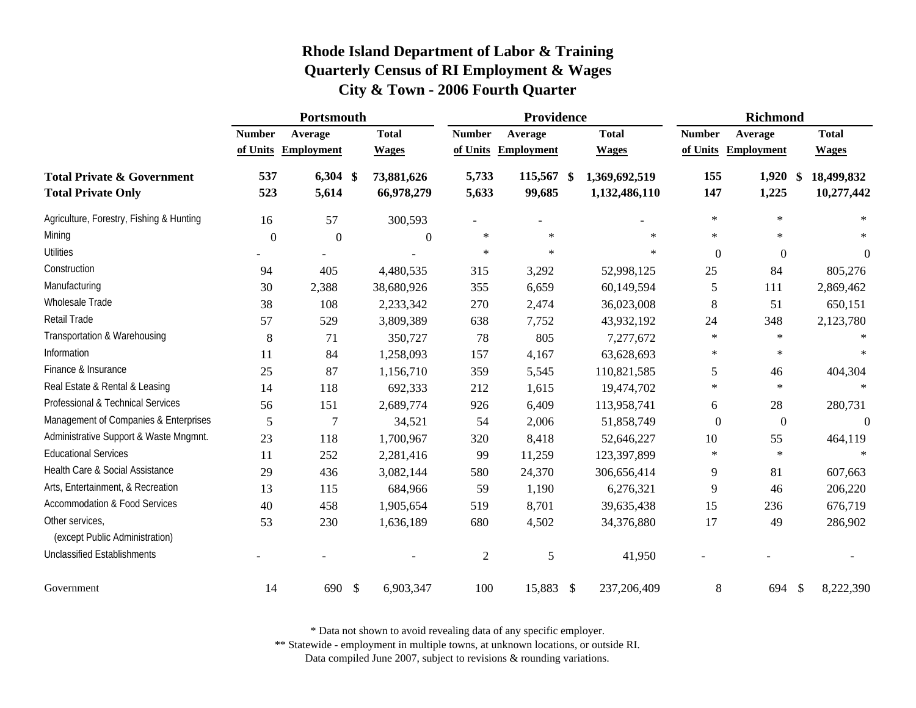# Rhode Island Department of Labor & Training
## Quarterly Census of RI Employment & Wages
### City & Town - 2006 Fourth Quarter

| | Portsmouth | | | Providence | | | Richmond | | |
|---|---|---|---|---|---|---|---|---|---|
| | Number of Units | Average Employment | Total Wages | Number of Units | Average Employment | Total Wages | Number of Units | Average Employment | Total Wages |
| **Total Private & Government** | **537** | **6,304** | **$ 73,881,626** | **5,733** | **115,567** | **$ 1,369,692,519** | **155** | **1,920** | **$ 18,499,832** |
| **Total Private Only** | **523** | **5,614** | **66,978,279** | **5,633** | **99,685** | **1,132,486,110** | **147** | **1,225** | **10,277,442** |
| Agriculture, Forestry, Fishing & Hunting | 16 | 57 | 300,593 | - | - | - | * | * | * |
| Mining | 0 | 0 | 0 | * | * | * | * | * | * |
| Utilities | - | - | - | * | * | * | 0 | 0 | 0 |
| Construction | 94 | 405 | 4,480,535 | 315 | 3,292 | 52,998,125 | 25 | 84 | 805,276 |
| Manufacturing | 30 | 2,388 | 38,680,926 | 355 | 6,659 | 60,149,594 | 5 | 111 | 2,869,462 |
| Wholesale Trade | 38 | 108 | 2,233,342 | 270 | 2,474 | 36,023,008 | 8 | 51 | 650,151 |
| Retail Trade | 57 | 529 | 3,809,389 | 638 | 7,752 | 43,932,192 | 24 | 348 | 2,123,780 |
| Transportation & Warehousing | 8 | 71 | 350,727 | 78 | 805 | 7,277,672 | * | * | * |
| Information | 11 | 84 | 1,258,093 | 157 | 4,167 | 63,628,693 | * | * | * |
| Finance & Insurance | 25 | 87 | 1,156,710 | 359 | 5,545 | 110,821,585 | 5 | 46 | 404,304 |
| Real Estate & Rental & Leasing | 14 | 118 | 692,333 | 212 | 1,615 | 19,474,702 | * | * | * |
| Professional & Technical Services | 56 | 151 | 2,689,774 | 926 | 6,409 | 113,958,741 | 6 | 28 | 280,731 |
| Management of Companies & Enterprises | 5 | 7 | 34,521 | 54 | 2,006 | 51,858,749 | 0 | 0 | 0 |
| Administrative Support & Waste Mngmnt. | 23 | 118 | 1,700,967 | 320 | 8,418 | 52,646,227 | 10 | 55 | 464,119 |
| Educational Services | 11 | 252 | 2,281,416 | 99 | 11,259 | 123,397,899 | * | * | * |
| Health Care & Social Assistance | 29 | 436 | 3,082,144 | 580 | 24,370 | 306,656,414 | 9 | 81 | 607,663 |
| Arts, Entertainment, & Recreation | 13 | 115 | 684,966 | 59 | 1,190 | 6,276,321 | 9 | 46 | 206,220 |
| Accommodation & Food Services | 40 | 458 | 1,905,654 | 519 | 8,701 | 39,635,438 | 15 | 236 | 676,719 |
| Other services, (except Public Administration) | 53 | 230 | 1,636,189 | 680 | 4,502 | 34,376,880 | 17 | 49 | 286,902 |
| Unclassified Establishments | - | - | - | 2 | 5 | 41,950 | - | - | - |
| Government | 14 | 690 | $ 6,903,347 | 100 | 15,883 | $ 237,206,409 | 8 | 694 | $ 8,222,390 |

\* Data not shown to avoid revealing data of any specific employer.

\*\* Statewide - employment in multiple towns, at unknown locations, or outside RI.

Data compiled June 2007, subject to revisions & rounding variations.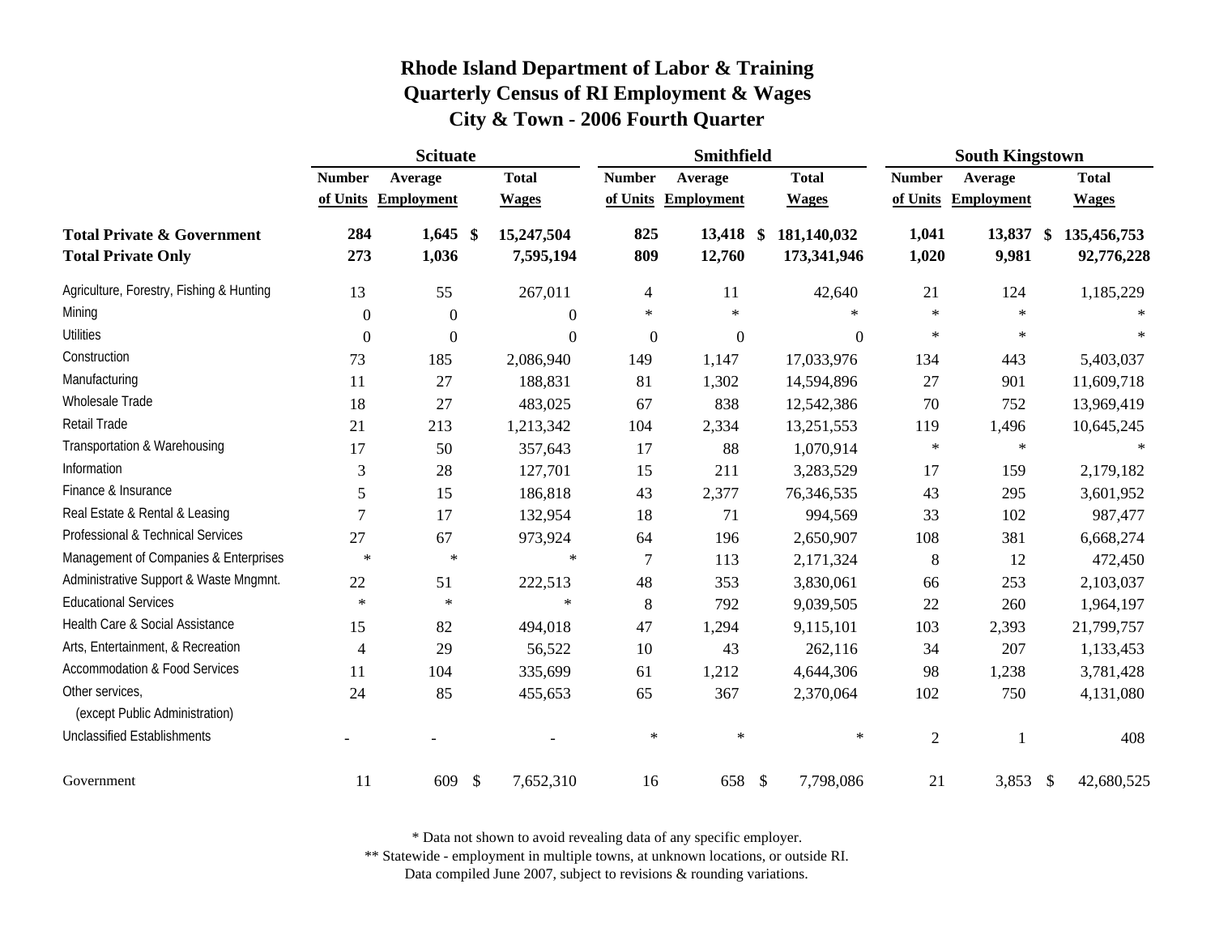# Rhode Island Department of Labor & Training
## Quarterly Census of RI Employment & Wages
## City & Town - 2006 Fourth Quarter

| | Scituate | | | Smithfield | | | South Kingstown | | |
|---|---|---|---|---|---|---|---|---|---|
| | Number of Units | Average Employment | Total Wages | Number of Units | Average Employment | Total Wages | Number of Units | Average Employment | Total Wages |
| **Total Private & Government** | **284** | **1,645** | **$ 15,247,504** | **825** | **13,418** | **$ 181,140,032** | **1,041** | **13,837** | **$ 135,456,753** |
| **Total Private Only** | **273** | **1,036** | **7,595,194** | **809** | **12,760** | **173,341,946** | **1,020** | **9,981** | **92,776,228** |
| Agriculture, Forestry, Fishing & Hunting | 13 | 55 | 267,011 | 4 | 11 | 42,640 | 21 | 124 | 1,185,229 |
| Mining | 0 | 0 | 0 | * | * | * | * | * | * |
| Utilities | 0 | 0 | 0 | 0 | 0 | 0 | * | * | * |
| Construction | 73 | 185 | 2,086,940 | 149 | 1,147 | 17,033,976 | 134 | 443 | 5,403,037 |
| Manufacturing | 11 | 27 | 188,831 | 81 | 1,302 | 14,594,896 | 27 | 901 | 11,609,718 |
| Wholesale Trade | 18 | 27 | 483,025 | 67 | 838 | 12,542,386 | 70 | 752 | 13,969,419 |
| Retail Trade | 21 | 213 | 1,213,342 | 104 | 2,334 | 13,251,553 | 119 | 1,496 | 10,645,245 |
| Transportation & Warehousing | 17 | 50 | 357,643 | 17 | 88 | 1,070,914 | * | * | * |
| Information | 3 | 28 | 127,701 | 15 | 211 | 3,283,529 | 17 | 159 | 2,179,182 |
| Finance & Insurance | 5 | 15 | 186,818 | 43 | 2,377 | 76,346,535 | 43 | 295 | 3,601,952 |
| Real Estate & Rental & Leasing | 7 | 17 | 132,954 | 18 | 71 | 994,569 | 33 | 102 | 987,477 |
| Professional & Technical Services | 27 | 67 | 973,924 | 64 | 196 | 2,650,907 | 108 | 381 | 6,668,274 |
| Management of Companies & Enterprises | * | * | * | 7 | 113 | 2,171,324 | 8 | 12 | 472,450 |
| Administrative Support & Waste Mngmnt. | 22 | 51 | 222,513 | 48 | 353 | 3,830,061 | 66 | 253 | 2,103,037 |
| Educational Services | * | * | * | 8 | 792 | 9,039,505 | 22 | 260 | 1,964,197 |
| Health Care & Social Assistance | 15 | 82 | 494,018 | 47 | 1,294 | 9,115,101 | 103 | 2,393 | 21,799,757 |
| Arts, Entertainment, & Recreation | 4 | 29 | 56,522 | 10 | 43 | 262,116 | 34 | 207 | 1,133,453 |
| Accommodation & Food Services | 11 | 104 | 335,699 | 61 | 1,212 | 4,644,306 | 98 | 1,238 | 3,781,428 |
| Other services, (except Public Administration) | 24 | 85 | 455,653 | 65 | 367 | 2,370,064 | 102 | 750 | 4,131,080 |
| Unclassified Establishments | - | - | - | * | * | * | 2 | 1 | 408 |
| Government | 11 | 609 | $ 7,652,310 | 16 | 658 | $ 7,798,086 | 21 | 3,853 | $ 42,680,525 |

\* Data not shown to avoid revealing data of any specific employer.
** Statewide - employment in multiple towns, at unknown locations, or outside RI.
Data compiled June 2007, subject to revisions & rounding variations.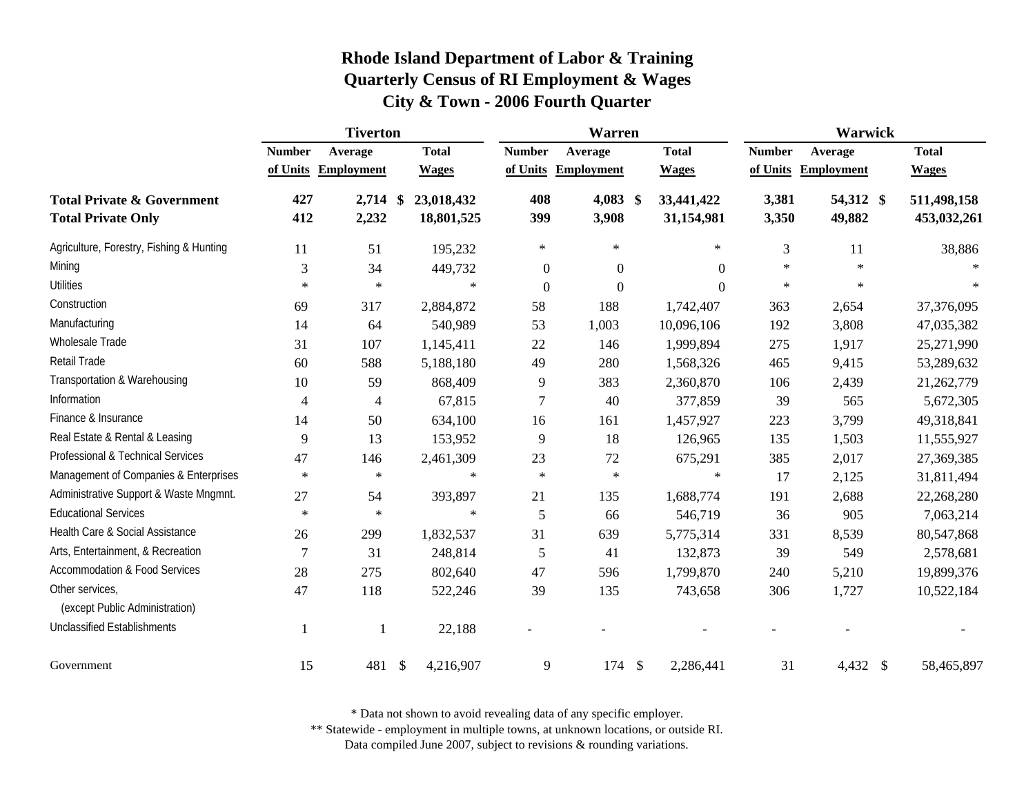# Rhode Island Department of Labor & Training
## Quarterly Census of RI Employment & Wages
## City & Town - 2006 Fourth Quarter

| | Tiverton | | | Warren | | | Warwick | | |
|---|---|---|---|---|---|---|---|---|---|
| | Number of Units | Average Employment | Total Wages | Number of Units | Average Employment | Total Wages | Number of Units | Average Employment | Total Wages |
| **Total Private & Government** | **427** | **2,714** | **$ 23,018,432** | **408** | **4,083** | **$ 33,441,422** | **3,381** | **54,312** | **$ 511,498,158** |
| **Total Private Only** | **412** | **2,232** | **18,801,525** | **399** | **3,908** | **31,154,981** | **3,350** | **49,882** | **453,032,261** |
| Agriculture, Forestry, Fishing & Hunting | 11 | 51 | 195,232 | * | * | * | 3 | 11 | 38,886 |
| Mining | 3 | 34 | 449,732 | 0 | 0 | 0 | * | * | * |
| Utilities | * | * | * | 0 | 0 | 0 | * | * | * |
| Construction | 69 | 317 | 2,884,872 | 58 | 188 | 1,742,407 | 363 | 2,654 | 37,376,095 |
| Manufacturing | 14 | 64 | 540,989 | 53 | 1,003 | 10,096,106 | 192 | 3,808 | 47,035,382 |
| Wholesale Trade | 31 | 107 | 1,145,411 | 22 | 146 | 1,999,894 | 275 | 1,917 | 25,271,990 |
| Retail Trade | 60 | 588 | 5,188,180 | 49 | 280 | 1,568,326 | 465 | 9,415 | 53,289,632 |
| Transportation & Warehousing | 10 | 59 | 868,409 | 9 | 383 | 2,360,870 | 106 | 2,439 | 21,262,779 |
| Information | 4 | 4 | 67,815 | 7 | 40 | 377,859 | 39 | 565 | 5,672,305 |
| Finance & Insurance | 14 | 50 | 634,100 | 16 | 161 | 1,457,927 | 223 | 3,799 | 49,318,841 |
| Real Estate & Rental & Leasing | 9 | 13 | 153,952 | 9 | 18 | 126,965 | 135 | 1,503 | 11,555,927 |
| Professional & Technical Services | 47 | 146 | 2,461,309 | 23 | 72 | 675,291 | 385 | 2,017 | 27,369,385 |
| Management of Companies & Enterprises | * | * | * | * | * | * | 17 | 2,125 | 31,811,494 |
| Administrative Support & Waste Mngmnt. | 27 | 54 | 393,897 | 21 | 135 | 1,688,774 | 191 | 2,688 | 22,268,280 |
| Educational Services | * | * | * | 5 | 66 | 546,719 | 36 | 905 | 7,063,214 |
| Health Care & Social Assistance | 26 | 299 | 1,832,537 | 31 | 639 | 5,775,314 | 331 | 8,539 | 80,547,868 |
| Arts, Entertainment, & Recreation | 7 | 31 | 248,814 | 5 | 41 | 132,873 | 39 | 549 | 2,578,681 |
| Accommodation & Food Services | 28 | 275 | 802,640 | 47 | 596 | 1,799,870 | 240 | 5,210 | 19,899,376 |
| Other services, (except Public Administration) | 47 | 118 | 522,246 | 39 | 135 | 743,658 | 306 | 1,727 | 10,522,184 |
| Unclassified Establishments | 1 | 1 | 22,188 | - | - | - | - | - | - |
| Government | 15 | 481 | $ 4,216,907 | 9 | 174 | $ 2,286,441 | 31 | 4,432 | $ 58,465,897 |

\* Data not shown to avoid revealing data of any specific employer.

\*\* Statewide - employment in multiple towns, at unknown locations, or outside RI.

Data compiled June 2007, subject to revisions & rounding variations.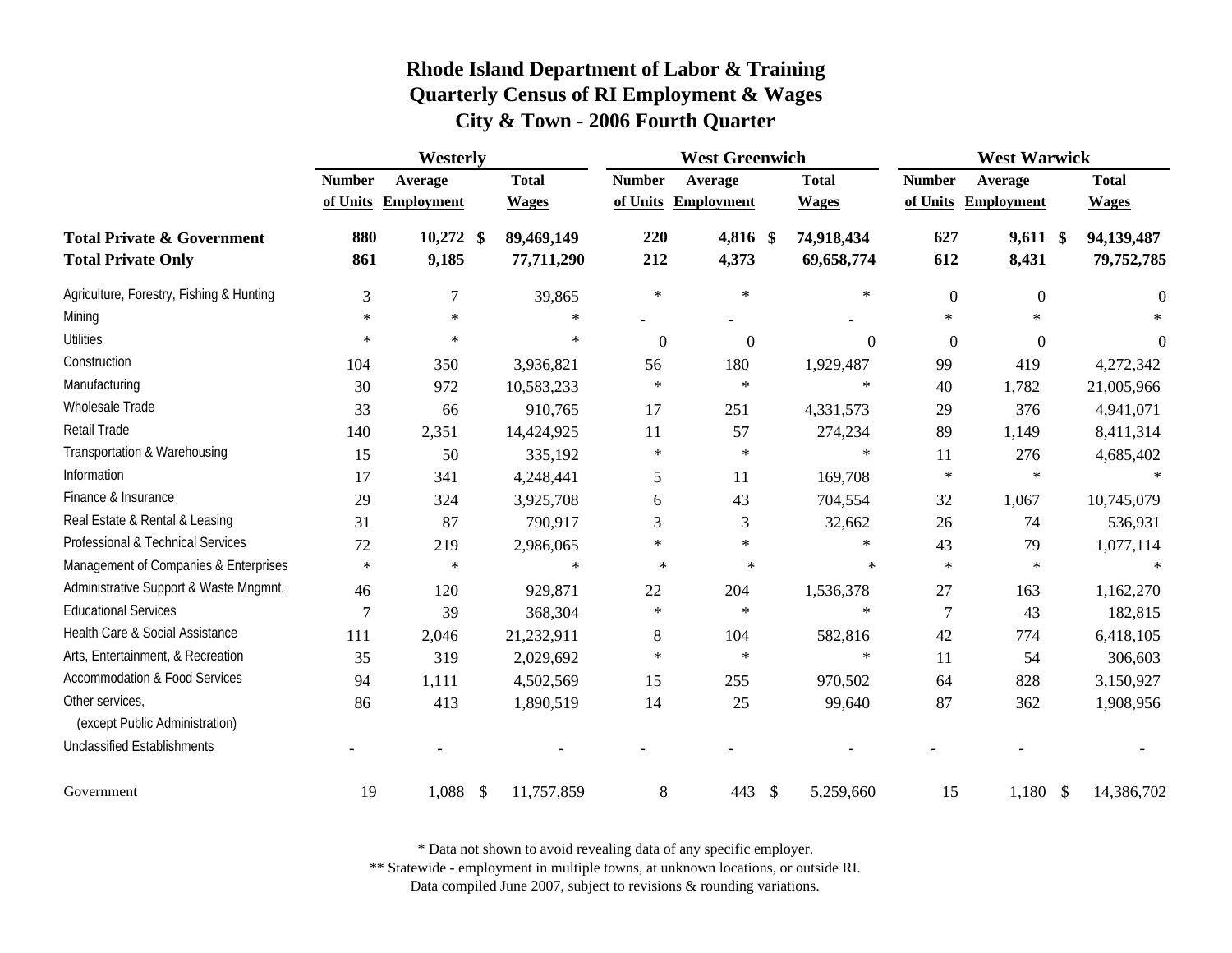# Rhode Island Department of Labor & Training
## Quarterly Census of RI Employment & Wages
## City & Town - 2006 Fourth Quarter

| | Westerly | | | West Greenwich | | | West Warwick | | |
|---|---|---|---|---|---|---|---|---|---|
| | Number of Units | Average Employment | Total Wages | Number of Units | Average Employment | Total Wages | Number of Units | Average Employment | Total Wages |
| **Total Private & Government** | **880** | **10,272** | **$ 89,469,149** | **220** | **4,816** | **$ 74,918,434** | **627** | **9,611** | **$ 94,139,487** |
| **Total Private Only** | **861** | **9,185** | **77,711,290** | **212** | **4,373** | **69,658,774** | **612** | **8,431** | **79,752,785** |
| Agriculture, Forestry, Fishing & Hunting | 3 | 7 | 39,865 | * | * | * | 0 | 0 | 0 |
| Mining | * | * | * | - | - | - | * | * | * |
| Utilities | * | * | * | 0 | 0 | 0 | 0 | 0 | 0 |
| Construction | 104 | 350 | 3,936,821 | 56 | 180 | 1,929,487 | 99 | 419 | 4,272,342 |
| Manufacturing | 30 | 972 | 10,583,233 | * | * | * | 40 | 1,782 | 21,005,966 |
| Wholesale Trade | 33 | 66 | 910,765 | 17 | 251 | 4,331,573 | 29 | 376 | 4,941,071 |
| Retail Trade | 140 | 2,351 | 14,424,925 | 11 | 57 | 274,234 | 89 | 1,149 | 8,411,314 |
| Transportation & Warehousing | 15 | 50 | 335,192 | * | * | * | 11 | 276 | 4,685,402 |
| Information | 17 | 341 | 4,248,441 | 5 | 11 | 169,708 | * | * | * |
| Finance & Insurance | 29 | 324 | 3,925,708 | 6 | 43 | 704,554 | 32 | 1,067 | 10,745,079 |
| Real Estate & Rental & Leasing | 31 | 87 | 790,917 | 3 | 3 | 32,662 | 26 | 74 | 536,931 |
| Professional & Technical Services | 72 | 219 | 2,986,065 | * | * | * | 43 | 79 | 1,077,114 |
| Management of Companies & Enterprises | * | * | * | * | * | * | * | * | * |
| Administrative Support & Waste Mngmnt. | 46 | 120 | 929,871 | 22 | 204 | 1,536,378 | 27 | 163 | 1,162,270 |
| Educational Services | 7 | 39 | 368,304 | * | * | * | 7 | 43 | 182,815 |
| Health Care & Social Assistance | 111 | 2,046 | 21,232,911 | 8 | 104 | 582,816 | 42 | 774 | 6,418,105 |
| Arts, Entertainment, & Recreation | 35 | 319 | 2,029,692 | * | * | * | 11 | 54 | 306,603 |
| Accommodation & Food Services | 94 | 1,111 | 4,502,569 | 15 | 255 | 970,502 | 64 | 828 | 3,150,927 |
| Other services, (except Public Administration) | 86 | 413 | 1,890,519 | 14 | 25 | 99,640 | 87 | 362 | 1,908,956 |
| Unclassified Establishments | - | - | - | - | - | - | - | - | - |
| Government | 19 | 1,088 | $ 11,757,859 | 8 | 443 | $ 5,259,660 | 15 | 1,180 | $ 14,386,702 |

\* Data not shown to avoid revealing data of any specific employer.

\*\* Statewide - employment in multiple towns, at unknown locations, or outside RI.

Data compiled June 2007, subject to revisions & rounding variations.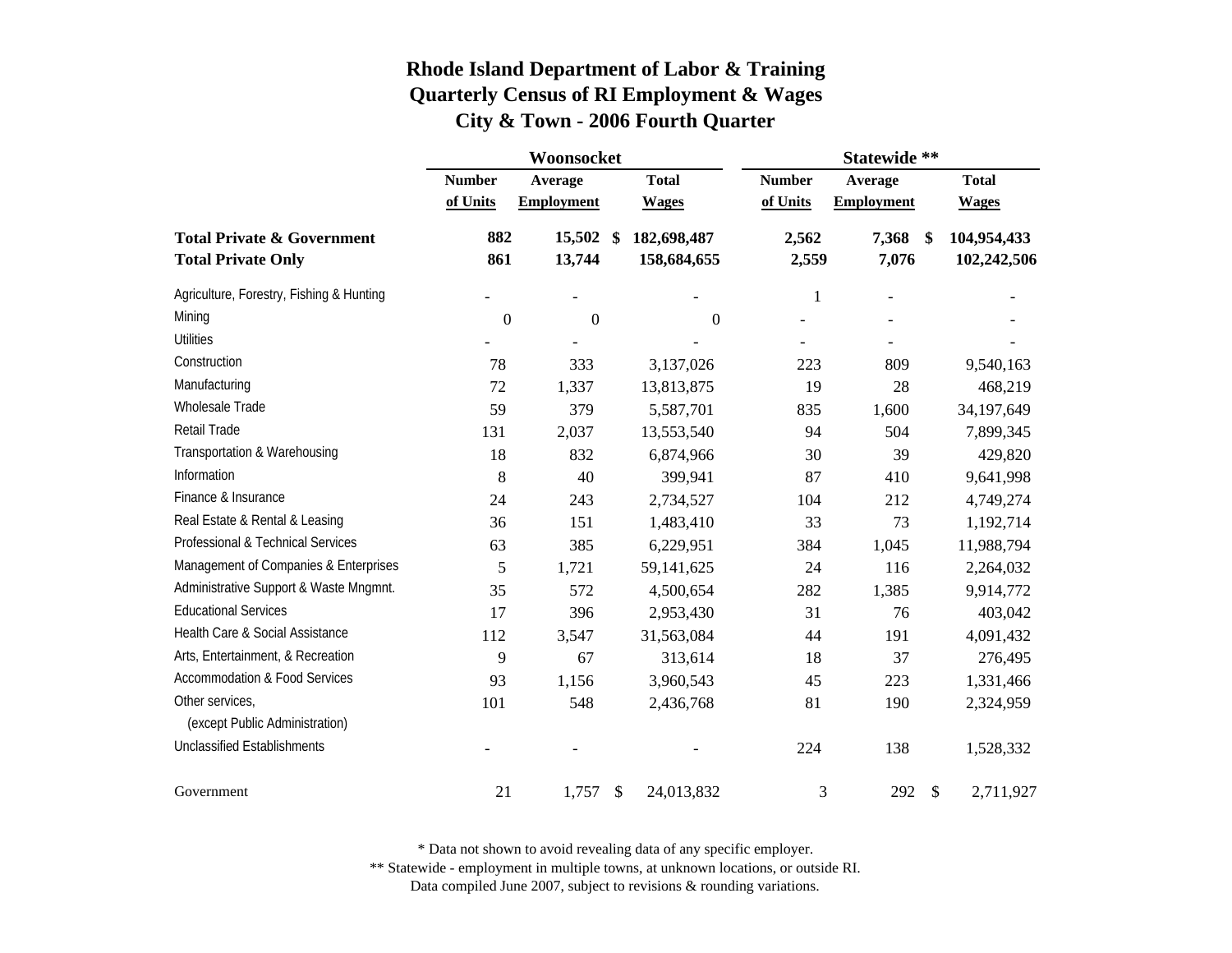# Rhode Island Department of Labor & Training
## Quarterly Census of RI Employment & Wages
## City & Town - 2006 Fourth Quarter

| | Woonsocket | | | Statewide ** | | |
|---|---|---|---|---|---|---|
| | Number of Units | Average Employment | Total Wages | Number of Units | Average Employment | Total Wages |
| **Total Private & Government** | **882** | **15,502** | **$ 182,698,487** | **2,562** | **7,368** | **$ 104,954,433** |
| **Total Private Only** | **861** | **13,744** | **158,684,655** | **2,559** | **7,076** | **102,242,506** |
| Agriculture, Forestry, Fishing & Hunting | - | - | - | 1 | - | - |
| Mining | 0 | 0 | 0 | - | - | - |
| Utilities | - | - | - | - | - | - |
| Construction | 78 | 333 | 3,137,026 | 223 | 809 | 9,540,163 |
| Manufacturing | 72 | 1,337 | 13,813,875 | 19 | 28 | 468,219 |
| Wholesale Trade | 59 | 379 | 5,587,701 | 835 | 1,600 | 34,197,649 |
| Retail Trade | 131 | 2,037 | 13,553,540 | 94 | 504 | 7,899,345 |
| Transportation & Warehousing | 18 | 832 | 6,874,966 | 30 | 39 | 429,820 |
| Information | 8 | 40 | 399,941 | 87 | 410 | 9,641,998 |
| Finance & Insurance | 24 | 243 | 2,734,527 | 104 | 212 | 4,749,274 |
| Real Estate & Rental & Leasing | 36 | 151 | 1,483,410 | 33 | 73 | 1,192,714 |
| Professional & Technical Services | 63 | 385 | 6,229,951 | 384 | 1,045 | 11,988,794 |
| Management of Companies & Enterprises | 5 | 1,721 | 59,141,625 | 24 | 116 | 2,264,032 |
| Administrative Support & Waste Mngmnt. | 35 | 572 | 4,500,654 | 282 | 1,385 | 9,914,772 |
| Educational Services | 17 | 396 | 2,953,430 | 31 | 76 | 403,042 |
| Health Care & Social Assistance | 112 | 3,547 | 31,563,084 | 44 | 191 | 4,091,432 |
| Arts, Entertainment, & Recreation | 9 | 67 | 313,614 | 18 | 37 | 276,495 |
| Accommodation & Food Services | 93 | 1,156 | 3,960,543 | 45 | 223 | 1,331,466 |
| Other services, (except Public Administration) | 101 | 548 | 2,436,768 | 81 | 190 | 2,324,959 |
| Unclassified Establishments | - | - | - | 224 | 138 | 1,528,332 |
| Government | 21 | 1,757 | $ 24,013,832 | 3 | 292 | $ 2,711,927 |

* Data not shown to avoid revealing data of any specific employer.
** Statewide - employment in multiple towns, at unknown locations, or outside RI.
Data compiled June 2007, subject to revisions & rounding variations.